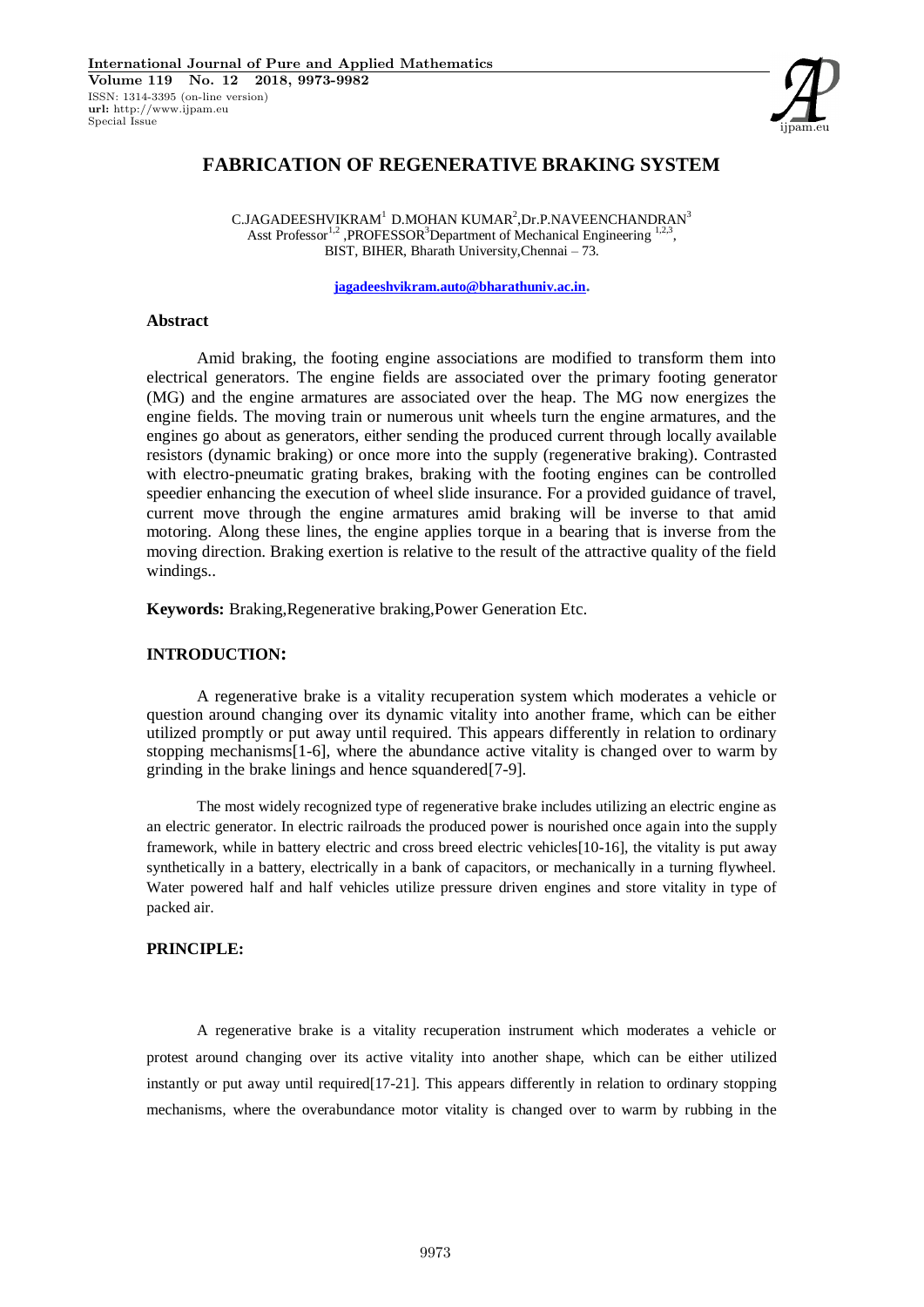# FABRICATION OF REGENERATIVE BRAKING SYSTEM

C.JAGADEESHVIKRAM[1] D.MOHAN KUMAR[2],Dr.P.NAVEENCHANDRAN[3]
Asst Professor[1,2] ,PROFESSOR[3]Department of Mechanical Engineering [1,2,3],
BIST, BIHER, Bharath University,Chennai – 73.

jagadeeshvikram.auto@bharathuniv.ac.in.

## Abstract

Amid braking, the footing engine associations are modified to transform them into electrical generators. The engine fields are associated over the primary footing generator (MG) and the engine armatures are associated over the heap. The MG now energizes the engine fields. The moving train or numerous unit wheels turn the engine armatures, and the engines go about as generators, either sending the produced current through locally available resistors (dynamic braking) or once more into the supply (regenerative braking). Contrasted with electro-pneumatic grating brakes, braking with the footing engines can be controlled speedier enhancing the execution of wheel slide insurance. For a provided guidance of travel, current move through the engine armatures amid braking will be inverse to that amid motoring. Along these lines, the engine applies torque in a bearing that is inverse from the moving direction. Braking exertion is relative to the result of the attractive quality of the field windings..

**Keywords:** Braking,Regenerative braking,Power Generation Etc.

## INTRODUCTION:

A regenerative brake is a vitality recuperation system which moderates a vehicle or question around changing over its dynamic vitality into another frame, which can be either utilized promptly or put away until required. This appears differently in relation to ordinary stopping mechanisms[1-6], where the abundance active vitality is changed over to warm by grinding in the brake linings and hence squandered[7-9].

The most widely recognized type of regenerative brake includes utilizing an electric engine as an electric generator. In electric railroads the produced power is nourished once again into the supply framework, while in battery electric and cross breed electric vehicles[10-16], the vitality is put away synthetically in a battery, electrically in a bank of capacitors, or mechanically in a turning flywheel. Water powered half and half vehicles utilize pressure driven engines and store vitality in type of packed air.

## PRINCIPLE:

A regenerative brake is a vitality recuperation instrument which moderates a vehicle or protest around changing over its active vitality into another shape, which can be either utilized instantly or put away until required[17-21]. This appears differently in relation to ordinary stopping mechanisms, where the overabundance motor vitality is changed over to warm by rubbing in the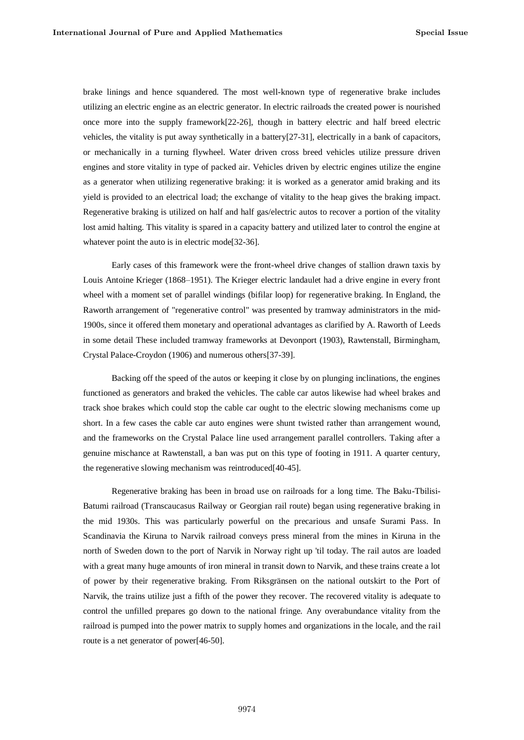brake linings and hence squandered. The most well-known type of regenerative brake includes utilizing an electric engine as an electric generator. In electric railroads the created power is nourished once more into the supply framework[22-26], though in battery electric and half breed electric vehicles, the vitality is put away synthetically in a battery[27-31], electrically in a bank of capacitors, or mechanically in a turning flywheel. Water driven cross breed vehicles utilize pressure driven engines and store vitality in type of packed air. Vehicles driven by electric engines utilize the engine as a generator when utilizing regenerative braking: it is worked as a generator amid braking and its yield is provided to an electrical load; the exchange of vitality to the heap gives the braking impact. Regenerative braking is utilized on half and half gas/electric autos to recover a portion of the vitality lost amid halting. This vitality is spared in a capacity battery and utilized later to control the engine at whatever point the auto is in electric mode[32-36].

Early cases of this framework were the front-wheel drive changes of stallion drawn taxis by Louis Antoine Krieger (1868–1951). The Krieger electric landaulet had a drive engine in every front wheel with a moment set of parallel windings (bifilar loop) for regenerative braking. In England, the Raworth arrangement of "regenerative control" was presented by tramway administrators in the mid-1900s, since it offered them monetary and operational advantages as clarified by A. Raworth of Leeds in some detail These included tramway frameworks at Devonport (1903), Rawtenstall, Birmingham, Crystal Palace-Croydon (1906) and numerous others[37-39].

Backing off the speed of the autos or keeping it close by on plunging inclinations, the engines functioned as generators and braked the vehicles. The cable car autos likewise had wheel brakes and track shoe brakes which could stop the cable car ought to the electric slowing mechanisms come up short. In a few cases the cable car auto engines were shunt twisted rather than arrangement wound, and the frameworks on the Crystal Palace line used arrangement parallel controllers. Taking after a genuine mischance at Rawtenstall, a ban was put on this type of footing in 1911. A quarter century, the regenerative slowing mechanism was reintroduced[40-45].

Regenerative braking has been in broad use on railroads for a long time. The Baku-Tbilisi-Batumi railroad (Transcaucasus Railway or Georgian rail route) began using regenerative braking in the mid 1930s. This was particularly powerful on the precarious and unsafe Surami Pass. In Scandinavia the Kiruna to Narvik railroad conveys press mineral from the mines in Kiruna in the north of Sweden down to the port of Narvik in Norway right up 'til today. The rail autos are loaded with a great many huge amounts of iron mineral in transit down to Narvik, and these trains create a lot of power by their regenerative braking. From Riksgränsen on the national outskirt to the Port of Narvik, the trains utilize just a fifth of the power they recover. The recovered vitality is adequate to control the unfilled prepares go down to the national fringe. Any overabundance vitality from the railroad is pumped into the power matrix to supply homes and organizations in the locale, and the rail route is a net generator of power[46-50].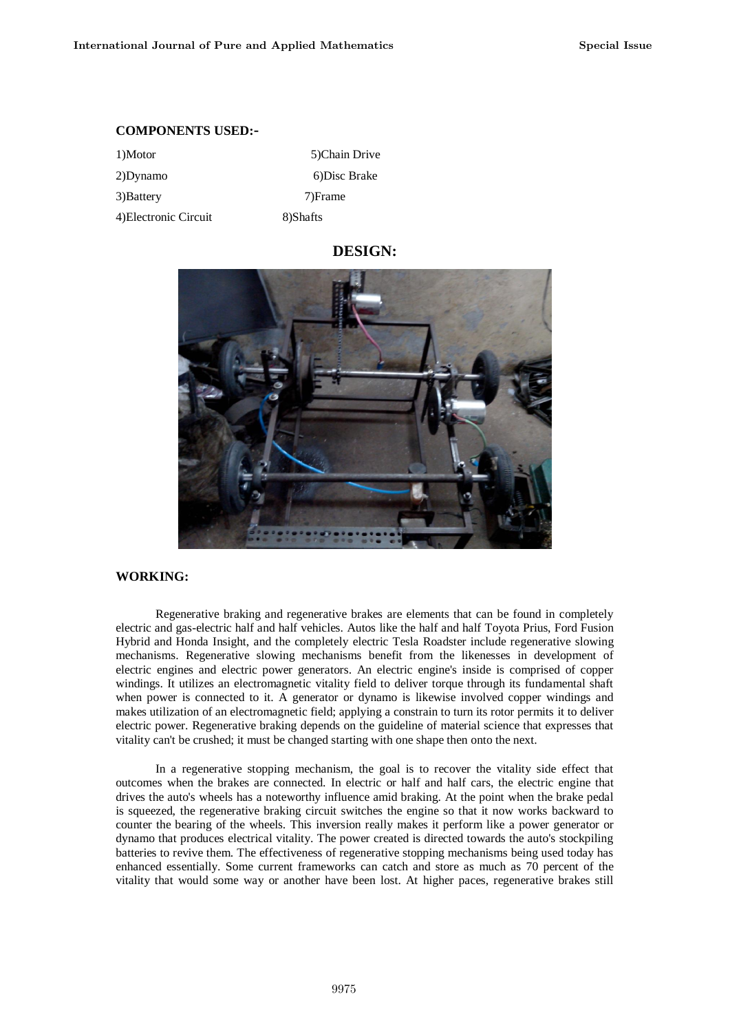**COMPONENTS USED:-**

1)Motor
2)Dynamo
3)Battery
4)Electronic Circuit
5)Chain Drive
6)Disc Brake
7)Frame
8)Shafts

## DESIGN:

## WORKING:

Regenerative braking and regenerative brakes are elements that can be found in completely electric and gas-electric half and half vehicles. Autos like the half and half Toyota Prius, Ford Fusion Hybrid and Honda Insight, and the completely electric Tesla Roadster include regenerative slowing mechanisms. Regenerative slowing mechanisms benefit from the likenesses in development of electric engines and electric power generators. An electric engine's inside is comprised of copper windings. It utilizes an electromagnetic vitality field to deliver torque through its fundamental shaft when power is connected to it. A generator or dynamo is likewise involved copper windings and makes utilization of an electromagnetic field; applying a constrain to turn its rotor permits it to deliver electric power. Regenerative braking depends on the guideline of material science that expresses that vitality can't be crushed; it must be changed starting with one shape then onto the next.

In a regenerative stopping mechanism, the goal is to recover the vitality side effect that outcomes when the brakes are connected. In electric or half and half cars, the electric engine that drives the auto's wheels has a noteworthy influence amid braking. At the point when the brake pedal is squeezed, the regenerative braking circuit switches the engine so that it now works backward to counter the bearing of the wheels. This inversion really makes it perform like a power generator or dynamo that produces electrical vitality. The power created is directed towards the auto's stockpiling batteries to revive them. The effectiveness of regenerative stopping mechanisms being used today has enhanced essentially. Some current frameworks can catch and store as much as 70 percent of the vitality that would some way or another have been lost. At higher paces, regenerative brakes still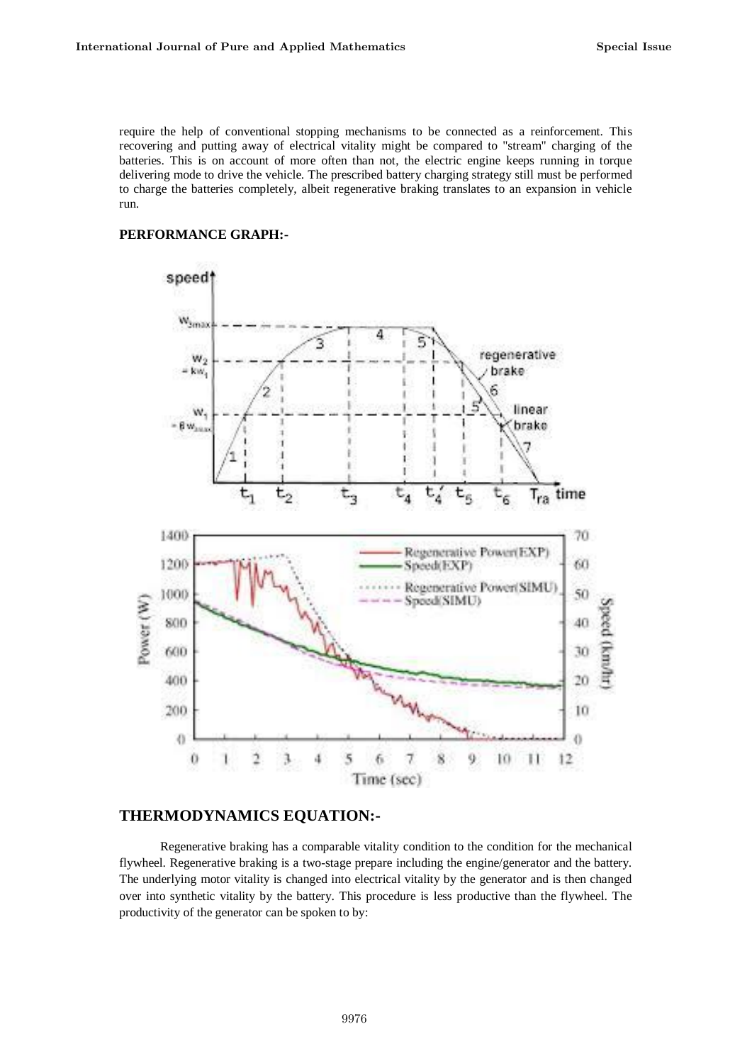require the help of conventional stopping mechanisms to be connected as a reinforcement. This recovering and putting away of electrical vitality might be compared to "stream" charging of the batteries. This is on account of more often than not, the electric engine keeps running in torque delivering mode to drive the vehicle. The prescribed battery charging strategy still must be performed to charge the batteries completely, albeit regenerative braking translates to an expansion in vehicle run.

**PERFORMANCE GRAPH:-**

## THERMODYNAMICS EQUATION:-

Regenerative braking has a comparable vitality condition to the condition for the mechanical flywheel. Regenerative braking is a two-stage prepare including the engine/generator and the battery. The underlying motor vitality is changed into electrical vitality by the generator and is then changed over into synthetic vitality by the battery. This procedure is less productive than the flywheel. The productivity of the generator can be spoken to by: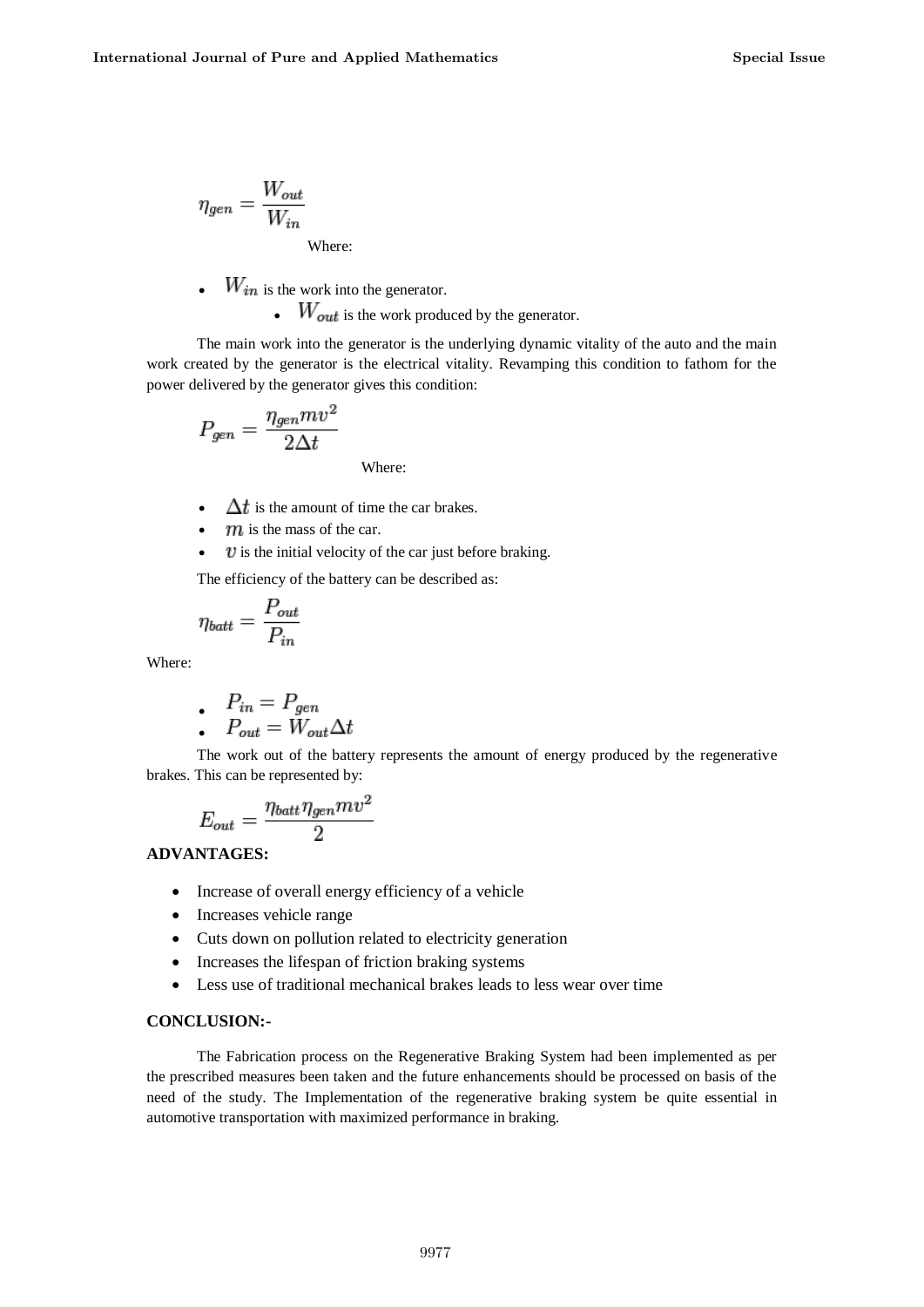$$\eta_{gen} = \frac{W_{out}}{W_{in}}$$

Where:

- $W_{in}$ is the work into the generator.
  - $W_{out}$ is the work produced by the generator.

The main work into the generator is the underlying dynamic vitality of the auto and the main work created by the generator is the electrical vitality. Revamping this condition to fathom for the power delivered by the generator gives this condition:

$$P_{gen} = \frac{\eta_{gen} m v^2}{2\Delta t}$$

Where:

- $\Delta t$ is the amount of time the car brakes.
- $m$ is the mass of the car.
- $v$ is the initial velocity of the car just before braking.

The efficiency of the battery can be described as:

$$\eta_{batt} = \frac{P_{out}}{P_{in}}$$

Where:

- $P_{in} = P_{gen}$
- $P_{out} = W_{out} \Delta t$

The work out of the battery represents the amount of energy produced by the regenerative brakes. This can be represented by:

$$E_{out} = \frac{\eta_{batt} \eta_{gen} m v^2}{2}$$

**ADVANTAGES:**

- Increase of overall energy efficiency of a vehicle
- Increases vehicle range
- Cuts down on pollution related to electricity generation
- Increases the lifespan of friction braking systems
- Less use of traditional mechanical brakes leads to less wear over time

**CONCLUSION:-**

The Fabrication process on the Regenerative Braking System had been implemented as per the prescribed measures been taken and the future enhancements should be processed on basis of the need of the study. The Implementation of the regenerative braking system be quite essential in automotive transportation with maximized performance in braking.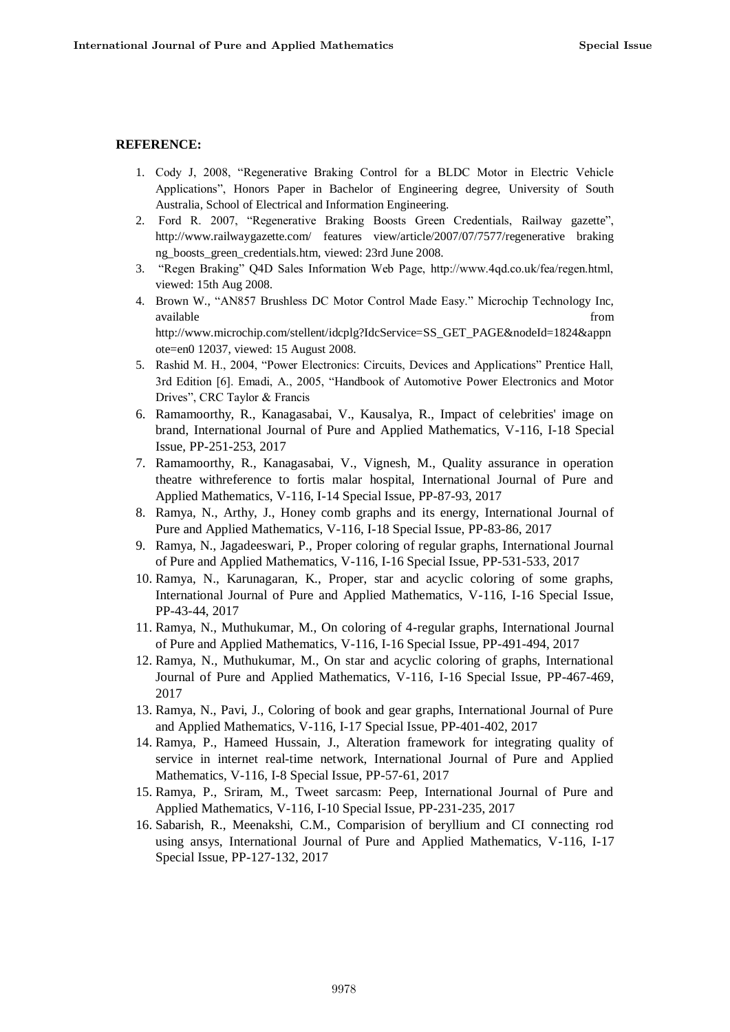**REFERENCE:**

1. Cody J, 2008, "Regenerative Braking Control for a BLDC Motor in Electric Vehicle Applications", Honors Paper in Bachelor of Engineering degree, University of South Australia, School of Electrical and Information Engineering.
2. Ford R. 2007, "Regenerative Braking Boosts Green Credentials, Railway gazette", http://www.railwaygazette.com/ features view/article/2007/07/7577/regenerative braking ng_boosts_green_credentials.htm, viewed: 23rd June 2008.
3. "Regen Braking" Q4D Sales Information Web Page, http://www.4qd.co.uk/fea/regen.html, viewed: 15th Aug 2008.
4. Brown W., "AN857 Brushless DC Motor Control Made Easy." Microchip Technology Inc, available from http://www.microchip.com/stellent/idcplg?IdcService=SS_GET_PAGE&nodeId=1824&appnote=en0 12037, viewed: 15 August 2008.
5. Rashid M. H., 2004, "Power Electronics: Circuits, Devices and Applications" Prentice Hall, 3rd Edition [6]. Emadi, A., 2005, "Handbook of Automotive Power Electronics and Motor Drives", CRC Taylor & Francis
6. Ramamoorthy, R., Kanagasabai, V., Kausalya, R., Impact of celebrities' image on brand, International Journal of Pure and Applied Mathematics, V-116, I-18 Special Issue, PP-251-253, 2017
7. Ramamoorthy, R., Kanagasabai, V., Vignesh, M., Quality assurance in operation theatre withreference to fortis malar hospital, International Journal of Pure and Applied Mathematics, V-116, I-14 Special Issue, PP-87-93, 2017
8. Ramya, N., Arthy, J., Honey comb graphs and its energy, International Journal of Pure and Applied Mathematics, V-116, I-18 Special Issue, PP-83-86, 2017
9. Ramya, N., Jagadeeswari, P., Proper coloring of regular graphs, International Journal of Pure and Applied Mathematics, V-116, I-16 Special Issue, PP-531-533, 2017
10. Ramya, N., Karunagaran, K., Proper, star and acyclic coloring of some graphs, International Journal of Pure and Applied Mathematics, V-116, I-16 Special Issue, PP-43-44, 2017
11. Ramya, N., Muthukumar, M., On coloring of 4-regular graphs, International Journal of Pure and Applied Mathematics, V-116, I-16 Special Issue, PP-491-494, 2017
12. Ramya, N., Muthukumar, M., On star and acyclic coloring of graphs, International Journal of Pure and Applied Mathematics, V-116, I-16 Special Issue, PP-467-469, 2017
13. Ramya, N., Pavi, J., Coloring of book and gear graphs, International Journal of Pure and Applied Mathematics, V-116, I-17 Special Issue, PP-401-402, 2017
14. Ramya, P., Hameed Hussain, J., Alteration framework for integrating quality of service in internet real-time network, International Journal of Pure and Applied Mathematics, V-116, I-8 Special Issue, PP-57-61, 2017
15. Ramya, P., Sriram, M., Tweet sarcasm: Peep, International Journal of Pure and Applied Mathematics, V-116, I-10 Special Issue, PP-231-235, 2017
16. Sabarish, R., Meenakshi, C.M., Comparision of beryllium and CI connecting rod using ansys, International Journal of Pure and Applied Mathematics, V-116, I-17 Special Issue, PP-127-132, 2017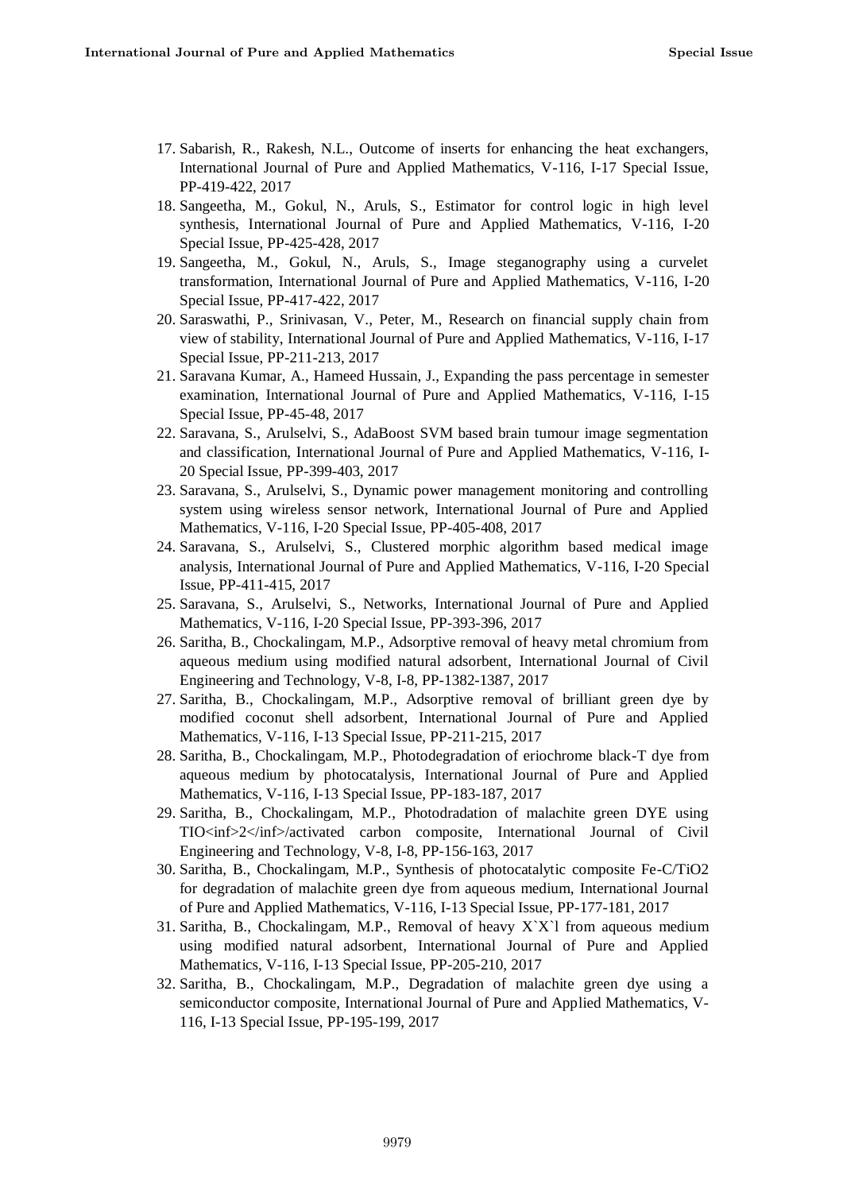17. Sabarish, R., Rakesh, N.L., Outcome of inserts for enhancing the heat exchangers, International Journal of Pure and Applied Mathematics, V-116, I-17 Special Issue, PP-419-422, 2017
18. Sangeetha, M., Gokul, N., Aruls, S., Estimator for control logic in high level synthesis, International Journal of Pure and Applied Mathematics, V-116, I-20 Special Issue, PP-425-428, 2017
19. Sangeetha, M., Gokul, N., Aruls, S., Image steganography using a curvelet transformation, International Journal of Pure and Applied Mathematics, V-116, I-20 Special Issue, PP-417-422, 2017
20. Saraswathi, P., Srinivasan, V., Peter, M., Research on financial supply chain from view of stability, International Journal of Pure and Applied Mathematics, V-116, I-17 Special Issue, PP-211-213, 2017
21. Saravana Kumar, A., Hameed Hussain, J., Expanding the pass percentage in semester examination, International Journal of Pure and Applied Mathematics, V-116, I-15 Special Issue, PP-45-48, 2017
22. Saravana, S., Arulselvi, S., AdaBoost SVM based brain tumour image segmentation and classification, International Journal of Pure and Applied Mathematics, V-116, I-20 Special Issue, PP-399-403, 2017
23. Saravana, S., Arulselvi, S., Dynamic power management monitoring and controlling system using wireless sensor network, International Journal of Pure and Applied Mathematics, V-116, I-20 Special Issue, PP-405-408, 2017
24. Saravana, S., Arulselvi, S., Clustered morphic algorithm based medical image analysis, International Journal of Pure and Applied Mathematics, V-116, I-20 Special Issue, PP-411-415, 2017
25. Saravana, S., Arulselvi, S., Networks, International Journal of Pure and Applied Mathematics, V-116, I-20 Special Issue, PP-393-396, 2017
26. Saritha, B., Chockalingam, M.P., Adsorptive removal of heavy metal chromium from aqueous medium using modified natural adsorbent, International Journal of Civil Engineering and Technology, V-8, I-8, PP-1382-1387, 2017
27. Saritha, B., Chockalingam, M.P., Adsorptive removal of brilliant green dye by modified coconut shell adsorbent, International Journal of Pure and Applied Mathematics, V-116, I-13 Special Issue, PP-211-215, 2017
28. Saritha, B., Chockalingam, M.P., Photodegradation of eriochrome black-T dye from aqueous medium by photocatalysis, International Journal of Pure and Applied Mathematics, V-116, I-13 Special Issue, PP-183-187, 2017
29. Saritha, B., Chockalingam, M.P., Photodradation of malachite green DYE using TIO<inf>2</inf>/activated carbon composite, International Journal of Civil Engineering and Technology, V-8, I-8, PP-156-163, 2017
30. Saritha, B., Chockalingam, M.P., Synthesis of photocatalytic composite Fe-C/TiO2 for degradation of malachite green dye from aqueous medium, International Journal of Pure and Applied Mathematics, V-116, I-13 Special Issue, PP-177-181, 2017
31. Saritha, B., Chockalingam, M.P., Removal of heavy X`X`l from aqueous medium using modified natural adsorbent, International Journal of Pure and Applied Mathematics, V-116, I-13 Special Issue, PP-205-210, 2017
32. Saritha, B., Chockalingam, M.P., Degradation of malachite green dye using a semiconductor composite, International Journal of Pure and Applied Mathematics, V-116, I-13 Special Issue, PP-195-199, 2017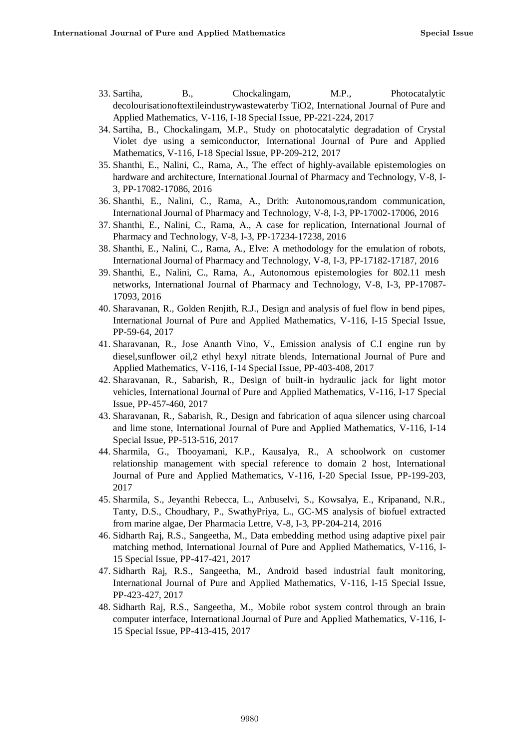33. Sartiha, B., Chockalingam, M.P., Photocatalytic decolourisationoftextileindustrywastewaterby TiO2, International Journal of Pure and Applied Mathematics, V-116, I-18 Special Issue, PP-221-224, 2017
34. Sartiha, B., Chockalingam, M.P., Study on photocatalytic degradation of Crystal Violet dye using a semiconductor, International Journal of Pure and Applied Mathematics, V-116, I-18 Special Issue, PP-209-212, 2017
35. Shanthi, E., Nalini, C., Rama, A., The effect of highly-available epistemologies on hardware and architecture, International Journal of Pharmacy and Technology, V-8, I-3, PP-17082-17086, 2016
36. Shanthi, E., Nalini, C., Rama, A., Drith: Autonomous,random communication, International Journal of Pharmacy and Technology, V-8, I-3, PP-17002-17006, 2016
37. Shanthi, E., Nalini, C., Rama, A., A case for replication, International Journal of Pharmacy and Technology, V-8, I-3, PP-17234-17238, 2016
38. Shanthi, E., Nalini, C., Rama, A., Elve: A methodology for the emulation of robots, International Journal of Pharmacy and Technology, V-8, I-3, PP-17182-17187, 2016
39. Shanthi, E., Nalini, C., Rama, A., Autonomous epistemologies for 802.11 mesh networks, International Journal of Pharmacy and Technology, V-8, I-3, PP-17087-17093, 2016
40. Sharavanan, R., Golden Renjith, R.J., Design and analysis of fuel flow in bend pipes, International Journal of Pure and Applied Mathematics, V-116, I-15 Special Issue, PP-59-64, 2017
41. Sharavanan, R., Jose Ananth Vino, V., Emission analysis of C.I engine run by diesel,sunflower oil,2 ethyl hexyl nitrate blends, International Journal of Pure and Applied Mathematics, V-116, I-14 Special Issue, PP-403-408, 2017
42. Sharavanan, R., Sabarish, R., Design of built-in hydraulic jack for light motor vehicles, International Journal of Pure and Applied Mathematics, V-116, I-17 Special Issue, PP-457-460, 2017
43. Sharavanan, R., Sabarish, R., Design and fabrication of aqua silencer using charcoal and lime stone, International Journal of Pure and Applied Mathematics, V-116, I-14 Special Issue, PP-513-516, 2017
44. Sharmila, G., Thooyamani, K.P., Kausalya, R., A schoolwork on customer relationship management with special reference to domain 2 host, International Journal of Pure and Applied Mathematics, V-116, I-20 Special Issue, PP-199-203, 2017
45. Sharmila, S., Jeyanthi Rebecca, L., Anbuselvi, S., Kowsalya, E., Kripanand, N.R., Tanty, D.S., Choudhary, P., SwathyPriya, L., GC-MS analysis of biofuel extracted from marine algae, Der Pharmacia Lettre, V-8, I-3, PP-204-214, 2016
46. Sidharth Raj, R.S., Sangeetha, M., Data embedding method using adaptive pixel pair matching method, International Journal of Pure and Applied Mathematics, V-116, I-15 Special Issue, PP-417-421, 2017
47. Sidharth Raj, R.S., Sangeetha, M., Android based industrial fault monitoring, International Journal of Pure and Applied Mathematics, V-116, I-15 Special Issue, PP-423-427, 2017
48. Sidharth Raj, R.S., Sangeetha, M., Mobile robot system control through an brain computer interface, International Journal of Pure and Applied Mathematics, V-116, I-15 Special Issue, PP-413-415, 2017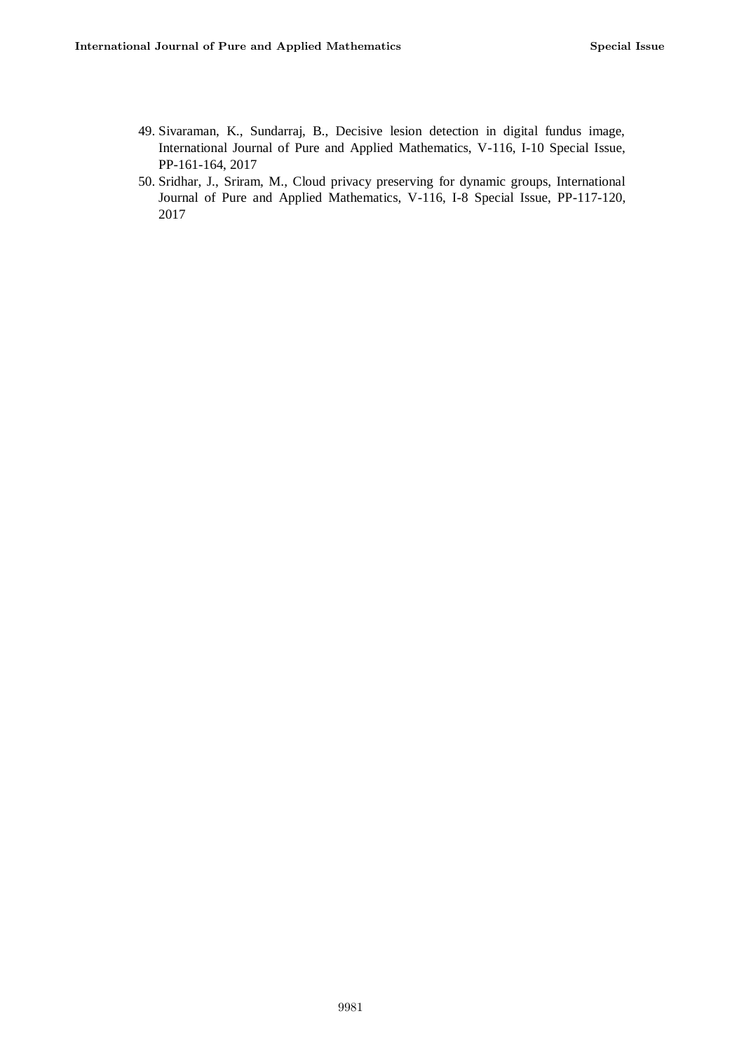49. Sivaraman, K., Sundarraj, B., Decisive lesion detection in digital fundus image, International Journal of Pure and Applied Mathematics, V-116, I-10 Special Issue, PP-161-164, 2017
50. Sridhar, J., Sriram, M., Cloud privacy preserving for dynamic groups, International Journal of Pure and Applied Mathematics, V-116, I-8 Special Issue, PP-117-120, 2017